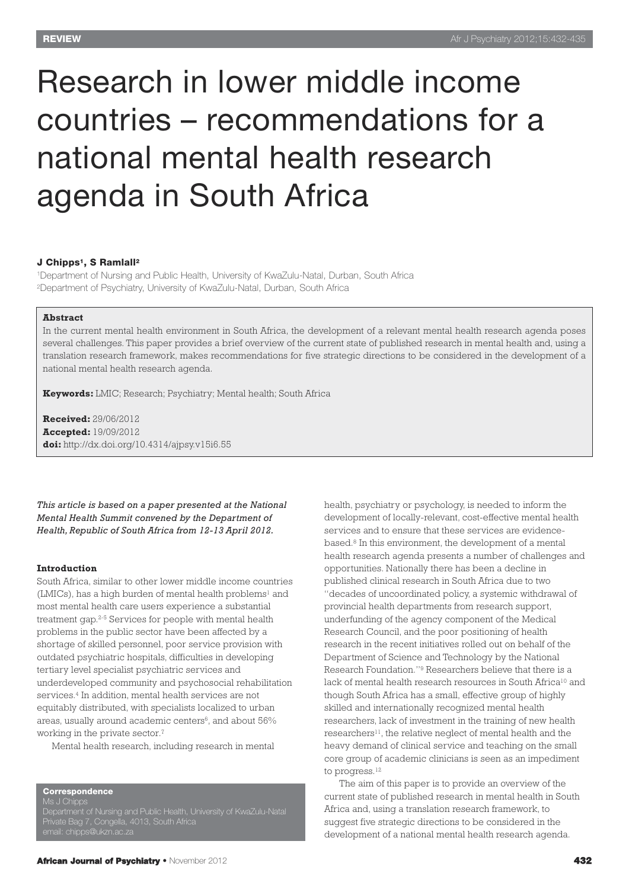# Research in lower middle income countries – recommendations for a national mental health research agenda in South Africa

**J Chipps[1], S Ramlall[2]**

[1]Department of Nursing and Public Health, University of KwaZulu-Natal, Durban, South Africa
[2]Department of Psychiatry, University of KwaZulu-Natal, Durban, South Africa

**Abstract**

In the current mental health environment in South Africa, the development of a relevant mental health research agenda poses several challenges. This paper provides a brief overview of the current state of published research in mental health and, using a translation research framework, makes recommendations for five strategic directions to be considered in the development of a national mental health research agenda.

**Keywords:** LMIC; Research; Psychiatry; Mental health; South Africa

**Received:** 29/06/2012
**Accepted:** 19/09/2012
**doi:** http://dx.doi.org/10.4314/ajpsy.v15i6.55

*This article is based on a paper presented at the National Mental Health Summit convened by the Department of Health, Republic of South Africa from 12-13 April 2012.*

**Introduction**

South Africa, similar to other lower middle income countries (LMICs), has a high burden of mental health problems[1] and most mental health care users experience a substantial treatment gap.[2-5] Services for people with mental health problems in the public sector have been affected by a shortage of skilled personnel, poor service provision with outdated psychiatric hospitals, difficulties in developing tertiary level specialist psychiatric services and underdeveloped community and psychosocial rehabilitation services.[4] In addition, mental health services are not equitably distributed, with specialists localized to urban areas, usually around academic centers[6], and about 56% working in the private sector.[7]

Mental health research, including research in mental health, psychiatry or psychology, is needed to inform the development of locally-relevant, cost-effective mental health services and to ensure that these services are evidence-based.[8] In this environment, the development of a mental health research agenda presents a number of challenges and opportunities. Nationally there has been a decline in published clinical research in South Africa due to two "decades of uncoordinated policy, a systemic withdrawal of provincial health departments from research support, underfunding of the agency component of the Medical Research Council, and the poor positioning of health research in the recent initiatives rolled out on behalf of the Department of Science and Technology by the National Research Foundation."[9] Researchers believe that there is a lack of mental health research resources in South Africa[10] and though South Africa has a small, effective group of highly skilled and internationally recognized mental health researchers, lack of investment in the training of new health researchers[11], the relative neglect of mental health and the heavy demand of clinical service and teaching on the small core group of academic clinicians is seen as an impediment to progress.[12]

The aim of this paper is to provide an overview of the current state of published research in mental health in South Africa and, using a translation research framework, to suggest five strategic directions to be considered in the development of a national mental health research agenda.

**Correspondence**
Ms J Chipps
Department of Nursing and Public Health, University of KwaZulu-Natal
Private Bag 7, Congella, 4013, South Africa
email: chipps@ukzn.ac.za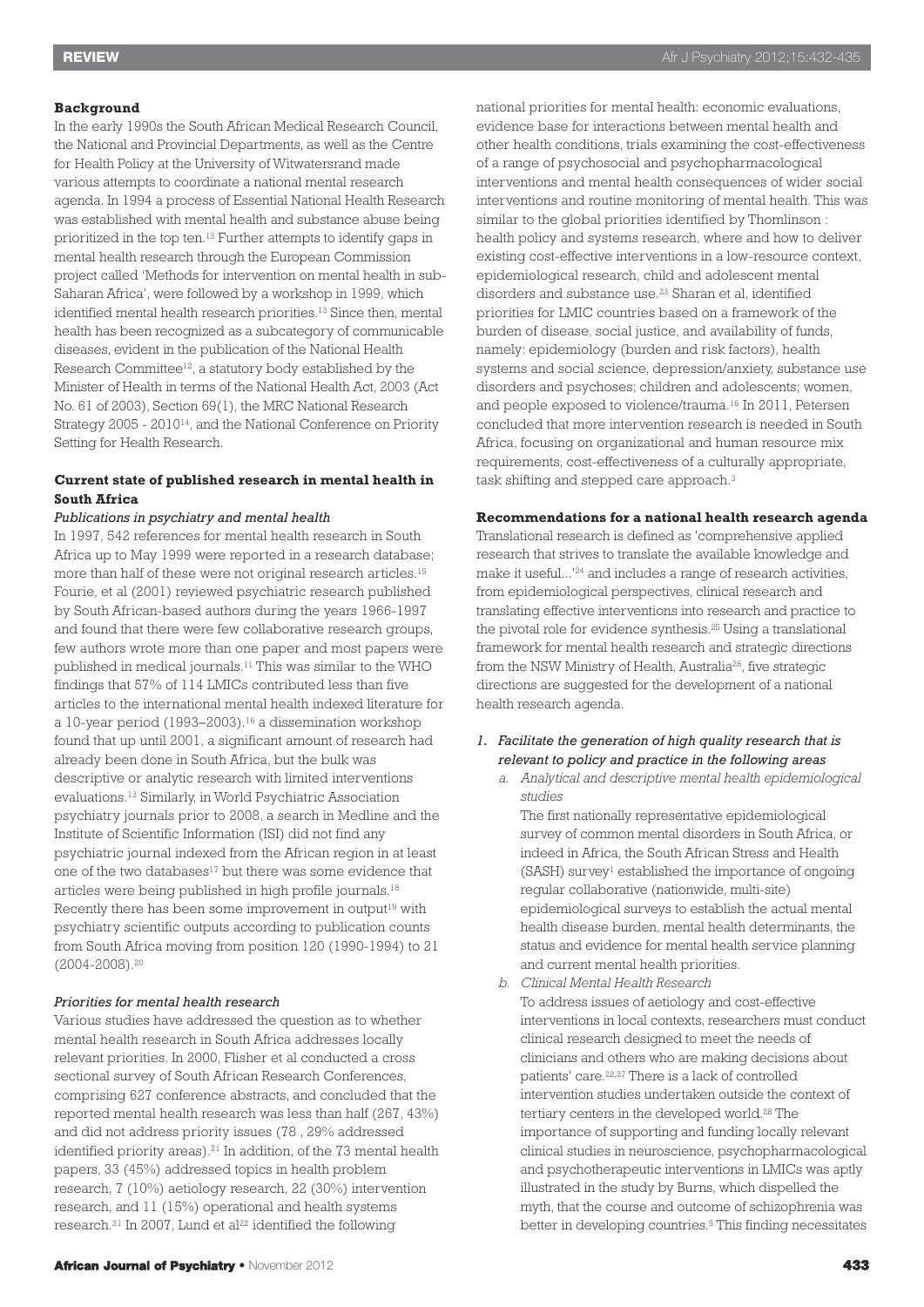**Background**

In the early 1990s the South African Medical Research Council, the National and Provincial Departments, as well as the Centre for Health Policy at the University of Witwatersrand made various attempts to coordinate a national mental research agenda. In 1994 a process of Essential National Health Research was established with mental health and substance abuse being prioritized in the top ten.[13] Further attempts to identify gaps in mental health research through the European Commission project called 'Methods for intervention on mental health in sub-Saharan Africa', were followed by a workshop in 1999, which identified mental health research priorities.[13] Since then, mental health has been recognized as a subcategory of communicable diseases, evident in the publication of the National Health Research Committee[12], a statutory body established by the Minister of Health in terms of the National Health Act, 2003 (Act No. 61 of 2003), Section 69(1), the MRC National Research Strategy 2005 - 2010[14], and the National Conference on Priority Setting for Health Research.

**Current state of published research in mental health in South Africa**

*Publications in psychiatry and mental health*

In 1997, 542 references for mental health research in South Africa up to May 1999 were reported in a research database; more than half of these were not original research articles.[15] Fourie, et al (2001) reviewed psychiatric research published by South African-based authors during the years 1966-1997 and found that there were few collaborative research groups, few authors wrote more than one paper and most papers were published in medical journals.[11] This was similar to the WHO findings that 57% of 114 LMICs contributed less than five articles to the international mental health indexed literature for a 10-year period (1993–2003).[16] a dissemination workshop found that up until 2001, a significant amount of research had already been done in South Africa, but the bulk was descriptive or analytic research with limited interventions evaluations.[13] Similarly, in World Psychiatric Association psychiatry journals prior to 2008, a search in Medline and the Institute of Scientific Information (ISI) did not find any psychiatric journal indexed from the African region in at least one of the two databases[17] but there was some evidence that articles were being published in high profile journals.[18] Recently there has been some improvement in output[19] with psychiatry scientific outputs according to publication counts from South Africa moving from position 120 (1990-1994) to 21 (2004-2008).[20]

*Priorities for mental health research*

Various studies have addressed the question as to whether mental health research in South Africa addresses locally relevant priorities. In 2000, Flisher et al conducted a cross sectional survey of South African Research Conferences, comprising 627 conference abstracts, and concluded that the reported mental health research was less than half (267, 43%) and did not address priority issues (78 , 29% addressed identified priority areas).[21] In addition, of the 73 mental health papers, 33 (45%) addressed topics in health problem research, 7 (10%) aetiology research, 22 (30%) intervention research, and 11 (15%) operational and health systems research.[21] In 2007, Lund et al[22] identified the following national priorities for mental health: economic evaluations, evidence base for interactions between mental health and other health conditions, trials examining the cost-effectiveness of a range of psychosocial and psychopharmacological interventions and mental health consequences of wider social interventions and routine monitoring of mental health. This was similar to the global priorities identified by Thomlinson : health policy and systems research, where and how to deliver existing cost-effective interventions in a low-resource context, epidemiological research, child and adolescent mental disorders and substance use.[23] Sharan et al, identified priorities for LMIC countries based on a framework of the burden of disease, social justice, and availability of funds, namely: epidemiology (burden and risk factors), health systems and social science, depression/anxiety, substance use disorders and psychoses; children and adolescents; women, and people exposed to violence/trauma.[16] In 2011, Petersen concluded that more intervention research is needed in South Africa, focusing on organizational and human resource mix requirements, cost-effectiveness of a culturally appropriate, task shifting and stepped care approach.[3]

**Recommendations for a national health research agenda**

Translational research is defined as 'comprehensive applied research that strives to translate the available knowledge and make it useful...'[24] and includes a range of research activities, from epidemiological perspectives, clinical research and translating effective interventions into research and practice to the pivotal role for evidence synthesis.[25] Using a translational framework for mental health research and strategic directions from the NSW Ministry of Health, Australia[26], five strategic directions are suggested for the development of a national health research agenda.

1. *Facilitate the generation of high quality research that is relevant to policy and practice in the following areas*

   a. *Analytical and descriptive mental health epidemiological studies*

      The first nationally representative epidemiological survey of common mental disorders in South Africa, or indeed in Africa, the South African Stress and Health (SASH) survey[1] established the importance of ongoing regular collaborative (nationwide, multi-site) epidemiological surveys to establish the actual mental health disease burden, mental health determinants, the status and evidence for mental health service planning and current mental health priorities.

   b. *Clinical Mental Health Research*

      To address issues of aetiology and cost-effective interventions in local contexts, researchers must conduct clinical research designed to meet the needs of clinicians and others who are making decisions about patients' care.[22,27] There is a lack of controlled intervention studies undertaken outside the context of tertiary centers in the developed world.[28] The importance of supporting and funding locally relevant clinical studies in neuroscience, psychopharmacological and psychotherapeutic interventions in LMICs was aptly illustrated in the study by Burns, which dispelled the myth, that the course and outcome of schizophrenia was better in developing countries.[5] This finding necessitates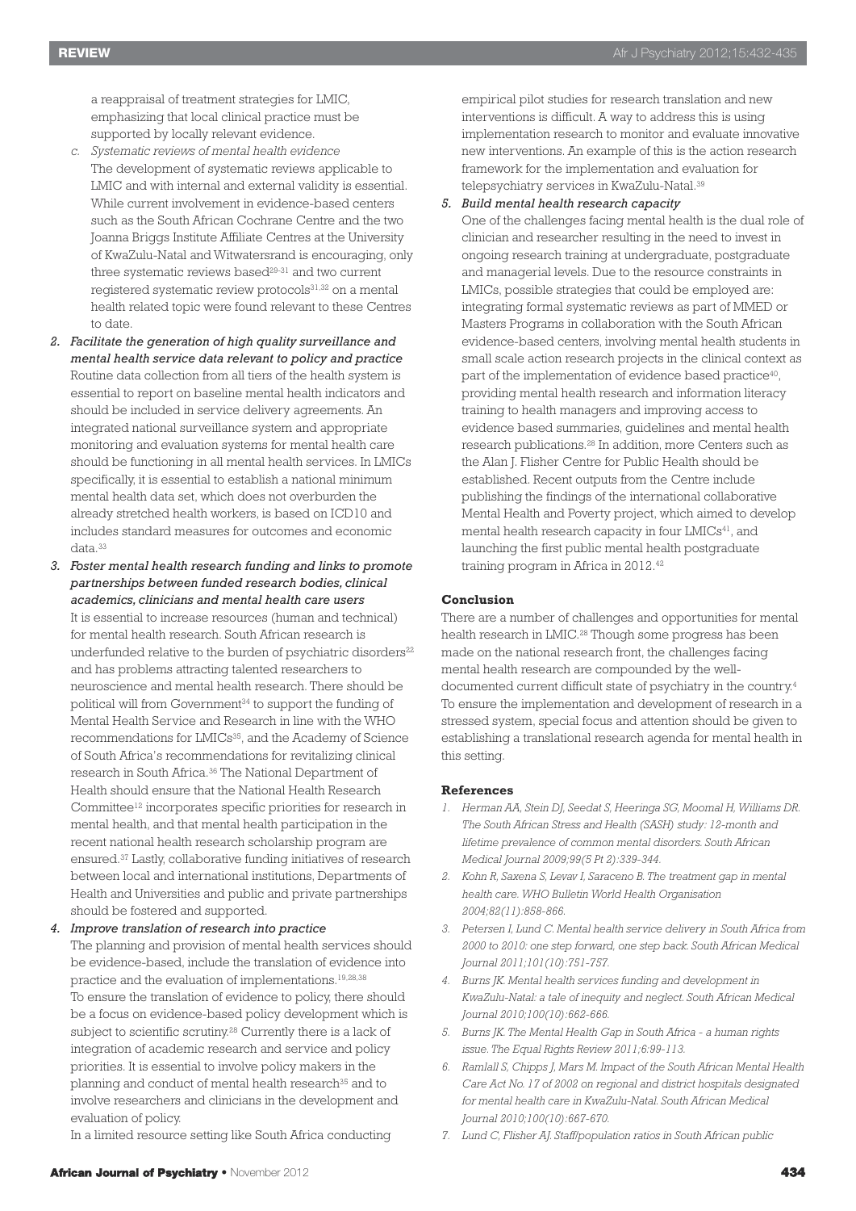a reappraisal of treatment strategies for LMIC, emphasizing that local clinical practice must be supported by locally relevant evidence.

c. *Systematic reviews of mental health evidence*
   The development of systematic reviews applicable to LMIC and with internal and external validity is essential. While current involvement in evidence-based centers such as the South African Cochrane Centre and the two Joanna Briggs Institute Affiliate Centres at the University of KwaZulu-Natal and Witwatersrand is encouraging, only three systematic reviews based[29-31] and two current registered systematic review protocols[31,32] on a mental health related topic were found relevant to these Centres to date.

2. *Facilitate the generation of high quality surveillance and mental health service data relevant to policy and practice*
   Routine data collection from all tiers of the health system is essential to report on baseline mental health indicators and should be included in service delivery agreements. An integrated national surveillance system and appropriate monitoring and evaluation systems for mental health care should be functioning in all mental health services. In LMICs specifically, it is essential to establish a national minimum mental health data set, which does not overburden the already stretched health workers, is based on ICD10 and includes standard measures for outcomes and economic data.[33]

3. *Foster mental health research funding and links to promote partnerships between funded research bodies, clinical academics, clinicians and mental health care users*
   It is essential to increase resources (human and technical) for mental health research. South African research is underfunded relative to the burden of psychiatric disorders[22] and has problems attracting talented researchers to neuroscience and mental health research. There should be political will from Government[34] to support the funding of Mental Health Service and Research in line with the WHO recommendations for LMICs[35], and the Academy of Science of South Africa's recommendations for revitalizing clinical research in South Africa.[36] The National Department of Health should ensure that the National Health Research Committee[12] incorporates specific priorities for research in mental health, and that mental health participation in the recent national health research scholarship program are ensured.[37] Lastly, collaborative funding initiatives of research between local and international institutions, Departments of Health and Universities and public and private partnerships should be fostered and supported.

4. *Improve translation of research into practice*
   The planning and provision of mental health services should be evidence-based, include the translation of evidence into practice and the evaluation of implementations.[19,28,38] To ensure the translation of evidence to policy, there should be a focus on evidence-based policy development which is subject to scientific scrutiny.[28] Currently there is a lack of integration of academic research and service and policy priorities. It is essential to involve policy makers in the planning and conduct of mental health research[35] and to involve researchers and clinicians in the development and evaluation of policy.
   In a limited resource setting like South Africa conducting empirical pilot studies for research translation and new interventions is difficult. A way to address this is using implementation research to monitor and evaluate innovative new interventions. An example of this is the action research framework for the implementation and evaluation for telepsychiatry services in KwaZulu-Natal.[39]

5. *Build mental health research capacity*
   One of the challenges facing mental health is the dual role of clinician and researcher resulting in the need to invest in ongoing research training at undergraduate, postgraduate and managerial levels. Due to the resource constraints in LMICs, possible strategies that could be employed are: integrating formal systematic reviews as part of MMED or Masters Programs in collaboration with the South African evidence-based centers, involving mental health students in small scale action research projects in the clinical context as part of the implementation of evidence based practice[40], providing mental health research and information literacy training to health managers and improving access to evidence based summaries, guidelines and mental health research publications.[28] In addition, more Centers such as the Alan J. Flisher Centre for Public Health should be established. Recent outputs from the Centre include publishing the findings of the international collaborative Mental Health and Poverty project, which aimed to develop mental health research capacity in four LMICs[41], and launching the first public mental health postgraduate training program in Africa in 2012.[42]

## Conclusion

There are a number of challenges and opportunities for mental health research in LMIC.[28] Though some progress has been made on the national research front, the challenges facing mental health research are compounded by the well-documented current difficult state of psychiatry in the country.[4] To ensure the implementation and development of research in a stressed system, special focus and attention should be given to establishing a translational research agenda for mental health in this setting.

## References

1. *Herman AA, Stein DJ, Seedat S, Heeringa SG, Moomal H, Williams DR. The South African Stress and Health (SASH) study: 12-month and lifetime prevalence of common mental disorders. South African Medical Journal 2009;99(5 Pt 2):339-344.*
2. *Kohn R, Saxena S, Levav I, Saraceno B. The treatment gap in mental health care. WHO Bulletin World Health Organisation 2004;82(11):858-866.*
3. *Petersen I, Lund C. Mental health service delivery in South Africa from 2000 to 2010: one step forward, one step back. South African Medical Journal 2011;101(10):751-757.*
4. *Burns JK. Mental health services funding and development in KwaZulu-Natal: a tale of inequity and neglect. South African Medical Journal 2010;100(10):662-666.*
5. *Burns JK. The Mental Health Gap in South Africa - a human rights issue. The Equal Rights Review 2011;6:99-113.*
6. *Ramlall S, Chipps J, Mars M. Impact of the South African Mental Health Care Act No. 17 of 2002 on regional and district hospitals designated for mental health care in KwaZulu-Natal. South African Medical Journal 2010;100(10):667-670.*
7. *Lund C, Flisher AJ. Staff/population ratios in South African public*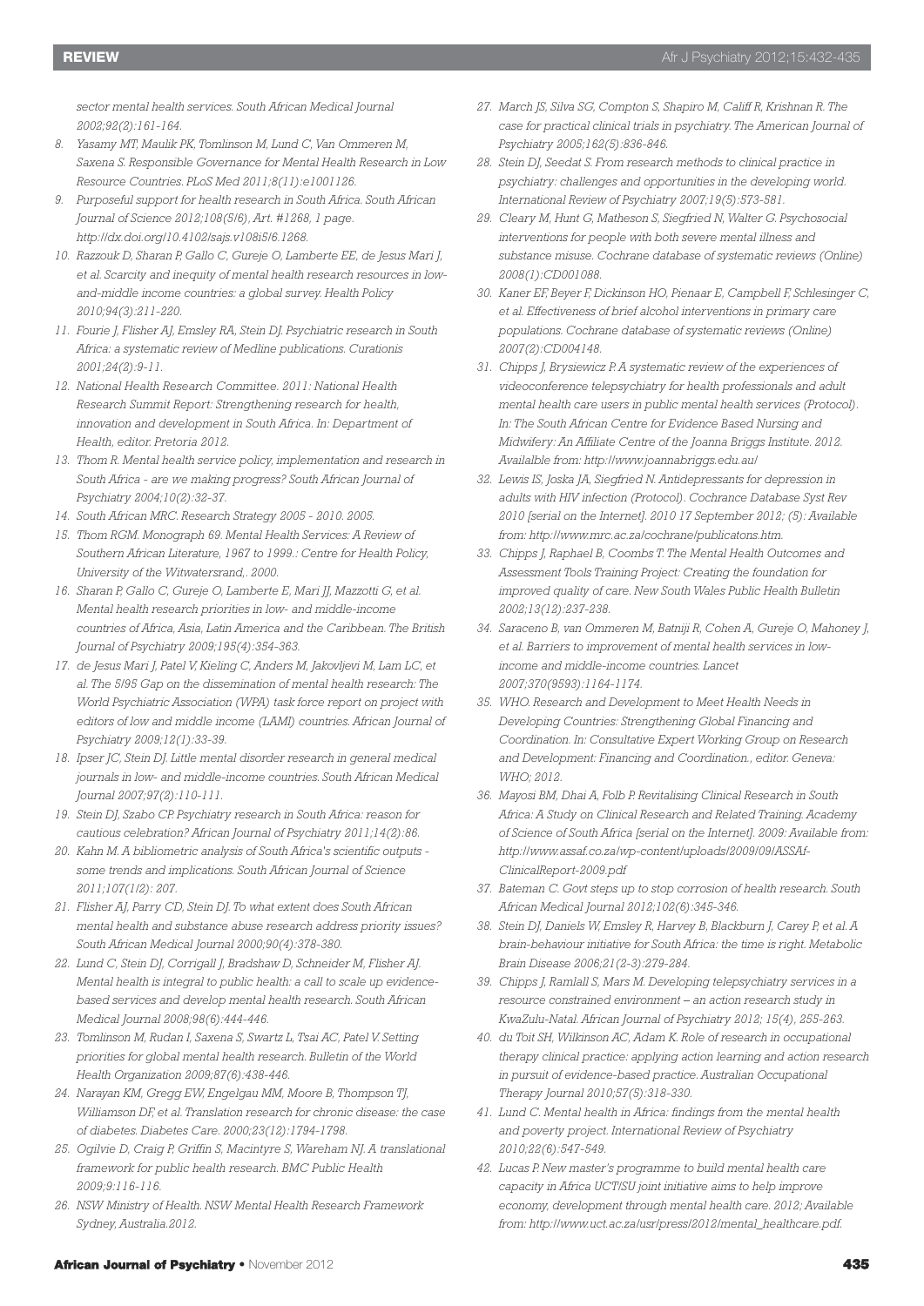sector mental health services. South African Medical Journal 2002;92(2):161-164.

8. Yasamy MT, Maulik PK, Tomlinson M, Lund C, Van Ommeren M, Saxena S. Responsible Governance for Mental Health Research in Low Resource Countries. PLoS Med 2011;8(11):e1001126.
9. Purposeful support for health research in South Africa. South African Journal of Science 2012;108(5/6), Art. #1268, 1 page. http://dx.doi.org/10.4102/sajs.v108i5/6.1268.
10. Razzouk D, Sharan P, Gallo C, Gureje O, Lamberte EE, de Jesus Mari J, et al. Scarcity and inequity of mental health research resources in low-and-middle income countries: a global survey. Health Policy 2010;94(3):211-220.
11. Fourie J, Flisher AJ, Emsley RA, Stein DJ. Psychiatric research in South Africa: a systematic review of Medline publications. Curationis 2001;24(2):9-11.
12. National Health Research Committee. 2011: National Health Research Summit Report: Strengthening research for health, innovation and development in South Africa. In: Department of Health, editor. Pretoria 2012.
13. Thom R. Mental health service policy, implementation and research in South Africa - are we making progress? South African Journal of Psychiatry 2004;10(2):32-37.
14. South African MRC. Research Strategy 2005 - 2010. 2005.
15. Thom RGM. Monograph 69. Mental Health Services: A Review of Southern African Literature, 1967 to 1999.: Centre for Health Policy, University of the Witwatersrand,. 2000.
16. Sharan P, Gallo C, Gureje O, Lamberte E, Mari JJ, Mazzotti G, et al. Mental health research priorities in low- and middle-income countries of Africa, Asia, Latin America and the Caribbean. The British Journal of Psychiatry 2009;195(4):354-363.
17. de Jesus Mari J, Patel V, Kieling C, Anders M, Jakovljevi M, Lam LC, et al. The 5/95 Gap on the dissemination of mental health research: The World Psychiatric Association (WPA) task force report on project with editors of low and middle income (LAMI) countries. African Journal of Psychiatry 2009;12(1):33-39.
18. Ipser JC, Stein DJ. Little mental disorder research in general medical journals in low- and middle-income countries. South African Medical Journal 2007;97(2):110-111.
19. Stein DJ, Szabo CP. Psychiatry research in South Africa: reason for cautious celebration? African Journal of Psychiatry 2011;14(2):86.
20. Kahn M. A bibliometric analysis of South Africa's scientific outputs - some trends and implications. South African Journal of Science 2011;107(1/2): 207.
21. Flisher AJ, Parry CD, Stein DJ. To what extent does South African mental health and substance abuse research address priority issues? South African Medical Journal 2000;90(4):378-380.
22. Lund C, Stein DJ, Corrigall J, Bradshaw D, Schneider M, Flisher AJ. Mental health is integral to public health: a call to scale up evidence-based services and develop mental health research. South African Medical Journal 2008;98(6):444-446.
23. Tomlinson M, Rudan I, Saxena S, Swartz L, Tsai AC, Patel V. Setting priorities for global mental health research. Bulletin of the World Health Organization 2009;87(6):438-446.
24. Narayan KM, Gregg EW, Engelgau MM, Moore B, Thompson TJ, Williamson DF, et al. Translation research for chronic disease: the case of diabetes. Diabetes Care. 2000;23(12):1794-1798.
25. Ogilvie D, Craig P, Griffin S, Macintyre S, Wareham NJ. A translational framework for public health research. BMC Public Health 2009;9:116-116.
26. NSW Ministry of Health. NSW Mental Health Research Framework Sydney, Australia.2012.
27. March JS, Silva SG, Compton S, Shapiro M, Califf R, Krishnan R. The case for practical clinical trials in psychiatry. The American Journal of Psychiatry 2005;162(5):836-846.
28. Stein DJ, Seedat S. From research methods to clinical practice in psychiatry: challenges and opportunities in the developing world. International Review of Psychiatry 2007;19(5):573-581.
29. Cleary M, Hunt G, Matheson S, Siegfried N, Walter G. Psychosocial interventions for people with both severe mental illness and substance misuse. Cochrane database of systematic reviews (Online) 2008(1):CD001088.
30. Kaner EF, Beyer F, Dickinson HO, Pienaar E, Campbell F, Schlesinger C, et al. Effectiveness of brief alcohol interventions in primary care populations. Cochrane database of systematic reviews (Online) 2007(2):CD004148.
31. Chipps J, Brysiewicz P. A systematic review of the experiences of videoconference telepsychiatry for health professionals and adult mental health care users in public mental health services (Protocol). In: The South African Centre for Evidence Based Nursing and Midwifery: An Affiliate Centre of the Joanna Briggs Institute. 2012. Availalble from: http://www.joannabriggs.edu.au/
32. Lewis IS, Joska JA, Siegfried N. Antidepressants for depression in adults with HIV infection (Protocol). Cochrance Database Syst Rev 2010 [serial on the Internet]. 2010 17 September 2012; (5): Available from: http://www.mrc.ac.za/cochrane/publicatons.htm.
33. Chipps J, Raphael B, Coombs T. The Mental Health Outcomes and Assessment Tools Training Project: Creating the foundation for improved quality of care. New South Wales Public Health Bulletin 2002;13(12):237-238.
34. Saraceno B, van Ommeren M, Batniji R, Cohen A, Gureje O, Mahoney J, et al. Barriers to improvement of mental health services in low-income and middle-income countries. Lancet 2007;370(9593):1164-1174.
35. WHO. Research and Development to Meet Health Needs in Developing Countries: Strengthening Global Financing and Coordination. In: Consultative Expert Working Group on Research and Development: Financing and Coordination., editor. Geneva: WHO; 2012.
36. Mayosi BM, Dhai A, Folb P. Revitalising Clinical Research in South Africa: A Study on Clinical Research and Related Training. Academy of Science of South Africa [serial on the Internet]. 2009: Available from: http://www.assaf.co.za/wp-content/uploads/2009/09/ASSAf-ClinicalReport-2009.pdf
37. Bateman C. Govt steps up to stop corrosion of health research. South African Medical Journal 2012;102(6):345-346.
38. Stein DJ, Daniels W, Emsley R, Harvey B, Blackburn J, Carey P, et al. A brain-behaviour initiative for South Africa: the time is right. Metabolic Brain Disease 2006;21(2-3):279-284.
39. Chipps J, Ramlall S, Mars M. Developing telepsychiatry services in a resource constrained environment – an action research study in KwaZulu-Natal. African Journal of Psychiatry 2012; 15(4), 255-263.
40. du Toit SH, Wilkinson AC, Adam K. Role of research in occupational therapy clinical practice: applying action learning and action research in pursuit of evidence-based practice. Australian Occupational Therapy Journal 2010;57(5):318-330.
41. Lund C. Mental health in Africa: findings from the mental health and poverty project. International Review of Psychiatry 2010;22(6):547-549.
42. Lucas P. New master's programme to build mental health care capacity in Africa UCT/SU joint initiative aims to help improve economy, development through mental health care. 2012; Available from: http://www.uct.ac.za/usr/press/2012/mental_healthcare.pdf.